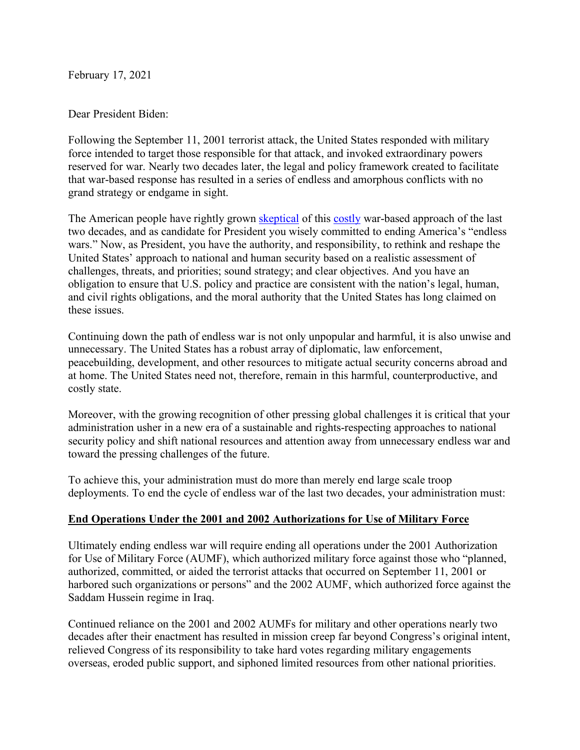February 17, 2021

Dear President Biden:

Following the September 11, 2001 terrorist attack, the United States responded with military force intended to target those responsible for that attack, and invoked extraordinary powers reserved for war. Nearly two decades later, the legal and policy framework created to facilitate that war-based response has resulted in a series of endless and amorphous conflicts with no grand strategy or endgame in sight.

The American people have rightly grown skeptical of this costly war-based approach of the last two decades, and as candidate for President you wisely committed to ending America's "endless wars." Now, as President, you have the authority, and responsibility, to rethink and reshape the United States' approach to national and human security based on a realistic assessment of challenges, threats, and priorities; sound strategy; and clear objectives. And you have an obligation to ensure that U.S. policy and practice are consistent with the nation's legal, human, and civil rights obligations, and the moral authority that the United States has long claimed on these issues.

Continuing down the path of endless war is not only unpopular and harmful, it is also unwise and unnecessary. The United States has a robust array of diplomatic, law enforcement, peacebuilding, development, and other resources to mitigate actual security concerns abroad and at home. The United States need not, therefore, remain in this harmful, counterproductive, and costly state.

Moreover, with the growing recognition of other pressing global challenges it is critical that your administration usher in a new era of a sustainable and rights-respecting approaches to national security policy and shift national resources and attention away from unnecessary endless war and toward the pressing challenges of the future.

To achieve this, your administration must do more than merely end large scale troop deployments. To end the cycle of endless war of the last two decades, your administration must:

## End Operations Under the 2001 and 2002 Authorizations for Use of Military Force

Ultimately ending endless war will require ending all operations under the 2001 Authorization for Use of Military Force (AUMF), which authorized military force against those who "planned, authorized, committed, or aided the terrorist attacks that occurred on September 11, 2001 or harbored such organizations or persons" and the 2002 AUMF, which authorized force against the Saddam Hussein regime in Iraq.

Continued reliance on the 2001 and 2002 AUMFs for military and other operations nearly two decades after their enactment has resulted in mission creep far beyond Congress's original intent, relieved Congress of its responsibility to take hard votes regarding military engagements overseas, eroded public support, and siphoned limited resources from other national priorities.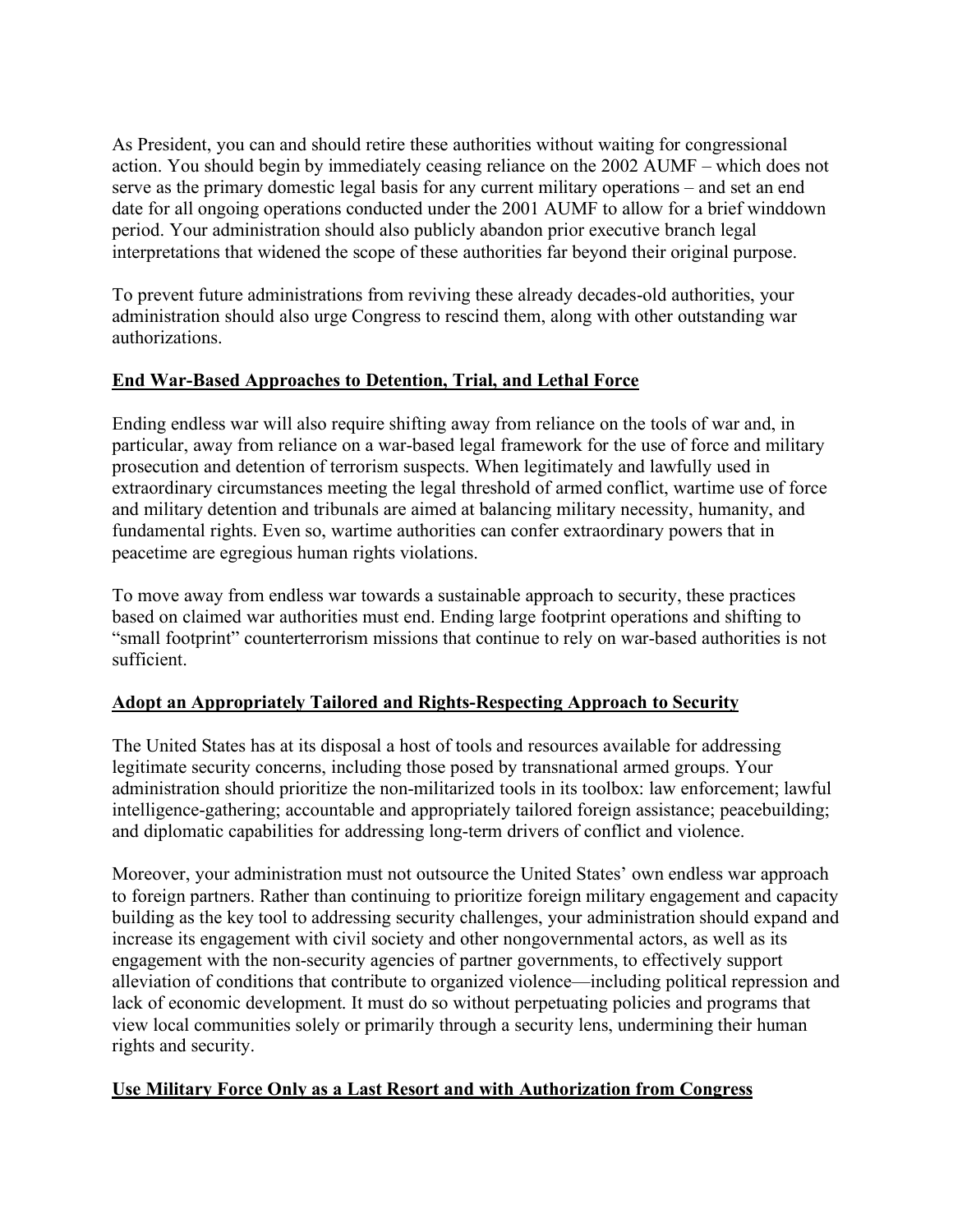As President, you can and should retire these authorities without waiting for congressional action. You should begin by immediately ceasing reliance on the 2002 AUMF – which does not serve as the primary domestic legal basis for any current military operations – and set an end date for all ongoing operations conducted under the 2001 AUMF to allow for a brief winddown period. Your administration should also publicly abandon prior executive branch legal interpretations that widened the scope of these authorities far beyond their original purpose.

To prevent future administrations from reviving these already decades-old authorities, your administration should also urge Congress to rescind them, along with other outstanding war authorizations.

## End War-Based Approaches to Detention, Trial, and Lethal Force

Ending endless war will also require shifting away from reliance on the tools of war and, in particular, away from reliance on a war-based legal framework for the use of force and military prosecution and detention of terrorism suspects. When legitimately and lawfully used in extraordinary circumstances meeting the legal threshold of armed conflict, wartime use of force and military detention and tribunals are aimed at balancing military necessity, humanity, and fundamental rights. Even so, wartime authorities can confer extraordinary powers that in peacetime are egregious human rights violations.

To move away from endless war towards a sustainable approach to security, these practices based on claimed war authorities must end. Ending large footprint operations and shifting to "small footprint" counterterrorism missions that continue to rely on war-based authorities is not sufficient.

## Adopt an Appropriately Tailored and Rights-Respecting Approach to Security

The United States has at its disposal a host of tools and resources available for addressing legitimate security concerns, including those posed by transnational armed groups. Your administration should prioritize the non-militarized tools in its toolbox: law enforcement; lawful intelligence-gathering; accountable and appropriately tailored foreign assistance; peacebuilding; and diplomatic capabilities for addressing long-term drivers of conflict and violence.

Moreover, your administration must not outsource the United States' own endless war approach to foreign partners. Rather than continuing to prioritize foreign military engagement and capacity building as the key tool to addressing security challenges, your administration should expand and increase its engagement with civil society and other nongovernmental actors, as well as its engagement with the non-security agencies of partner governments, to effectively support alleviation of conditions that contribute to organized violence—including political repression and lack of economic development. It must do so without perpetuating policies and programs that view local communities solely or primarily through a security lens, undermining their human rights and security.

## Use Military Force Only as a Last Resort and with Authorization from Congress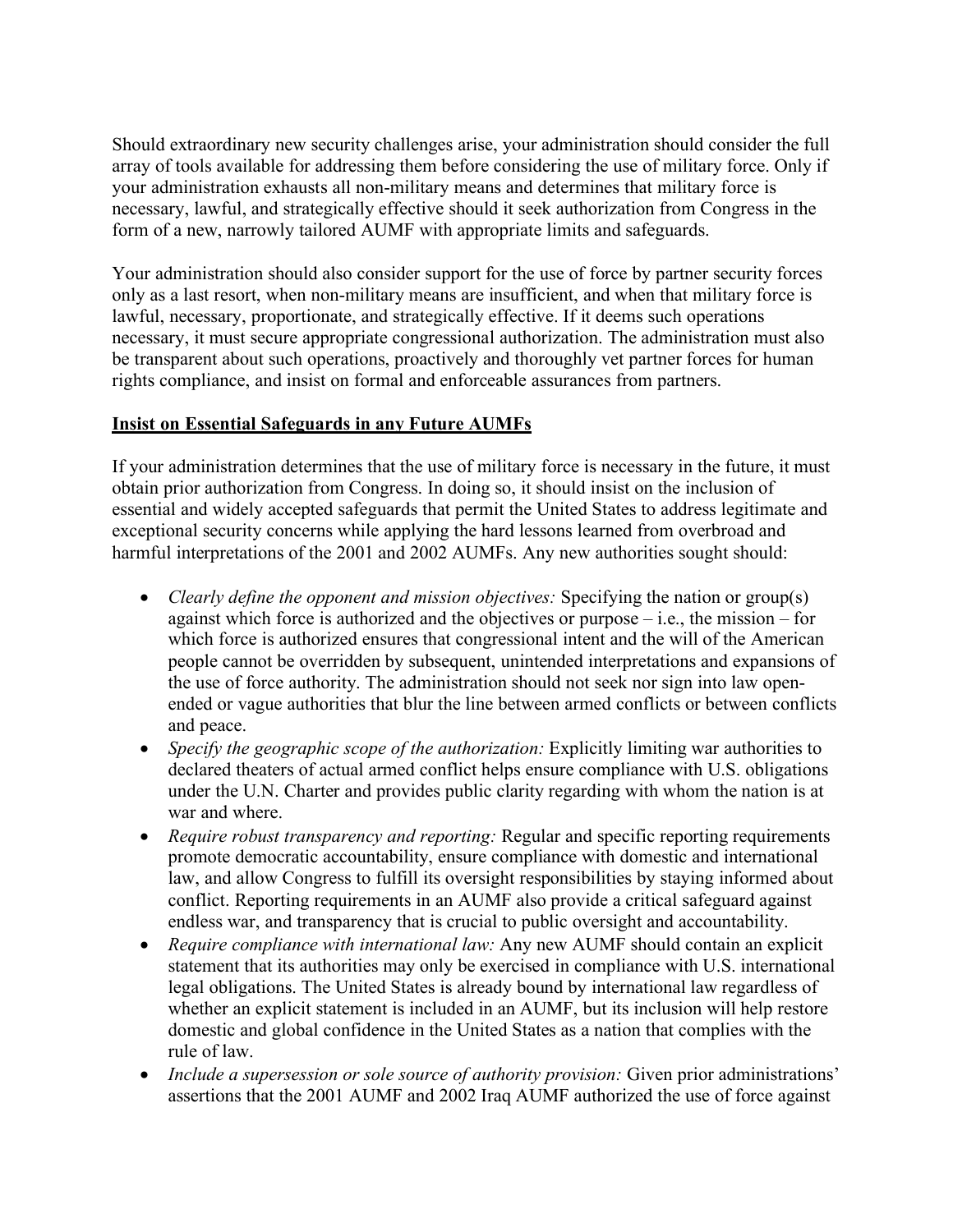Should extraordinary new security challenges arise, your administration should consider the full array of tools available for addressing them before considering the use of military force. Only if your administration exhausts all non-military means and determines that military force is necessary, lawful, and strategically effective should it seek authorization from Congress in the form of a new, narrowly tailored AUMF with appropriate limits and safeguards.

Your administration should also consider support for the use of force by partner security forces only as a last resort, when non-military means are insufficient, and when that military force is lawful, necessary, proportionate, and strategically effective. If it deems such operations necessary, it must secure appropriate congressional authorization. The administration must also be transparent about such operations, proactively and thoroughly vet partner forces for human rights compliance, and insist on formal and enforceable assurances from partners.

## Insist on Essential Safeguards in any Future AUMFs

If your administration determines that the use of military force is necessary in the future, it must obtain prior authorization from Congress. In doing so, it should insist on the inclusion of essential and widely accepted safeguards that permit the United States to address legitimate and exceptional security concerns while applying the hard lessons learned from overbroad and harmful interpretations of the 2001 and 2002 AUMFs. Any new authorities sought should:

- *Clearly define the opponent and mission objectives:* Specifying the nation or group(s) against which force is authorized and the objectives or purpose – i.e., the mission – for which force is authorized ensures that congressional intent and the will of the American people cannot be overridden by subsequent, unintended interpretations and expansions of the use of force authority. The administration should not seek nor sign into law open-ended or vague authorities that blur the line between armed conflicts or between conflicts and peace.
- *Specify the geographic scope of the authorization:* Explicitly limiting war authorities to declared theaters of actual armed conflict helps ensure compliance with U.S. obligations under the U.N. Charter and provides public clarity regarding with whom the nation is at war and where.
- *Require robust transparency and reporting:* Regular and specific reporting requirements promote democratic accountability, ensure compliance with domestic and international law, and allow Congress to fulfill its oversight responsibilities by staying informed about conflict. Reporting requirements in an AUMF also provide a critical safeguard against endless war, and transparency that is crucial to public oversight and accountability.
- *Require compliance with international law:* Any new AUMF should contain an explicit statement that its authorities may only be exercised in compliance with U.S. international legal obligations. The United States is already bound by international law regardless of whether an explicit statement is included in an AUMF, but its inclusion will help restore domestic and global confidence in the United States as a nation that complies with the rule of law.
- *Include a supersession or sole source of authority provision:* Given prior administrations' assertions that the 2001 AUMF and 2002 Iraq AUMF authorized the use of force against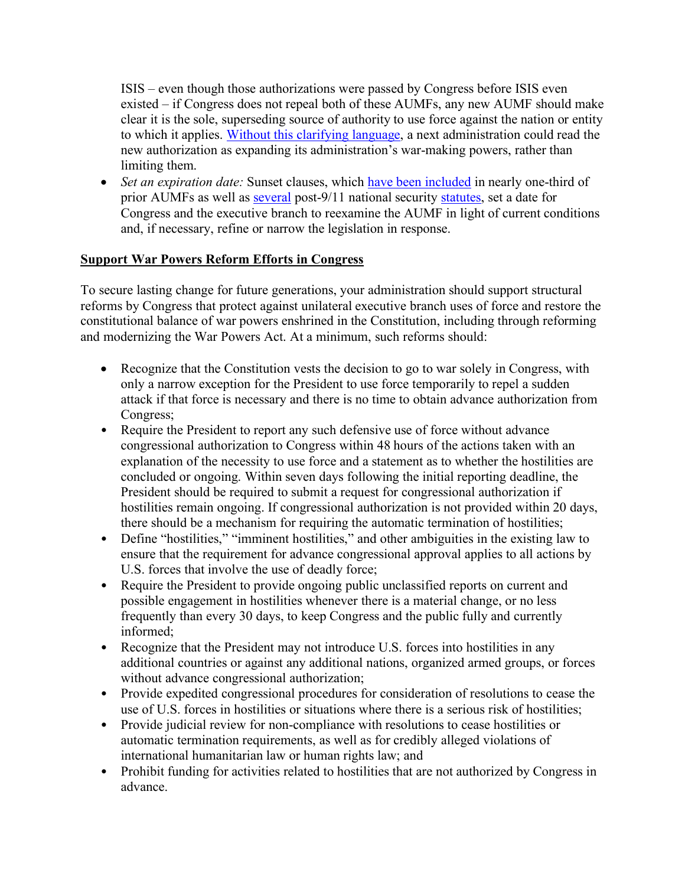ISIS – even though those authorizations were passed by Congress before ISIS even existed – if Congress does not repeal both of these AUMFs, any new AUMF should make clear it is the sole, superseding source of authority to use force against the nation or entity to which it applies. Without this clarifying language, a next administration could read the new authorization as expanding its administration's war-making powers, rather than limiting them.

- *Set an expiration date:* Sunset clauses, which have been included in nearly one-third of prior AUMFs as well as several post-9/11 national security statutes, set a date for Congress and the executive branch to reexamine the AUMF in light of current conditions and, if necessary, refine or narrow the legislation in response.

**Support War Powers Reform Efforts in Congress**

To secure lasting change for future generations, your administration should support structural reforms by Congress that protect against unilateral executive branch uses of force and restore the constitutional balance of war powers enshrined in the Constitution, including through reforming and modernizing the War Powers Act. At a minimum, such reforms should:

- Recognize that the Constitution vests the decision to go to war solely in Congress, with only a narrow exception for the President to use force temporarily to repel a sudden attack if that force is necessary and there is no time to obtain advance authorization from Congress;
- Require the President to report any such defensive use of force without advance congressional authorization to Congress within 48 hours of the actions taken with an explanation of the necessity to use force and a statement as to whether the hostilities are concluded or ongoing. Within seven days following the initial reporting deadline, the President should be required to submit a request for congressional authorization if hostilities remain ongoing. If congressional authorization is not provided within 20 days, there should be a mechanism for requiring the automatic termination of hostilities;
- Define "hostilities," "imminent hostilities," and other ambiguities in the existing law to ensure that the requirement for advance congressional approval applies to all actions by U.S. forces that involve the use of deadly force;
- Require the President to provide ongoing public unclassified reports on current and possible engagement in hostilities whenever there is a material change, or no less frequently than every 30 days, to keep Congress and the public fully and currently informed;
- Recognize that the President may not introduce U.S. forces into hostilities in any additional countries or against any additional nations, organized armed groups, or forces without advance congressional authorization;
- Provide expedited congressional procedures for consideration of resolutions to cease the use of U.S. forces in hostilities or situations where there is a serious risk of hostilities;
- Provide judicial review for non-compliance with resolutions to cease hostilities or automatic termination requirements, as well as for credibly alleged violations of international humanitarian law or human rights law; and
- Prohibit funding for activities related to hostilities that are not authorized by Congress in advance.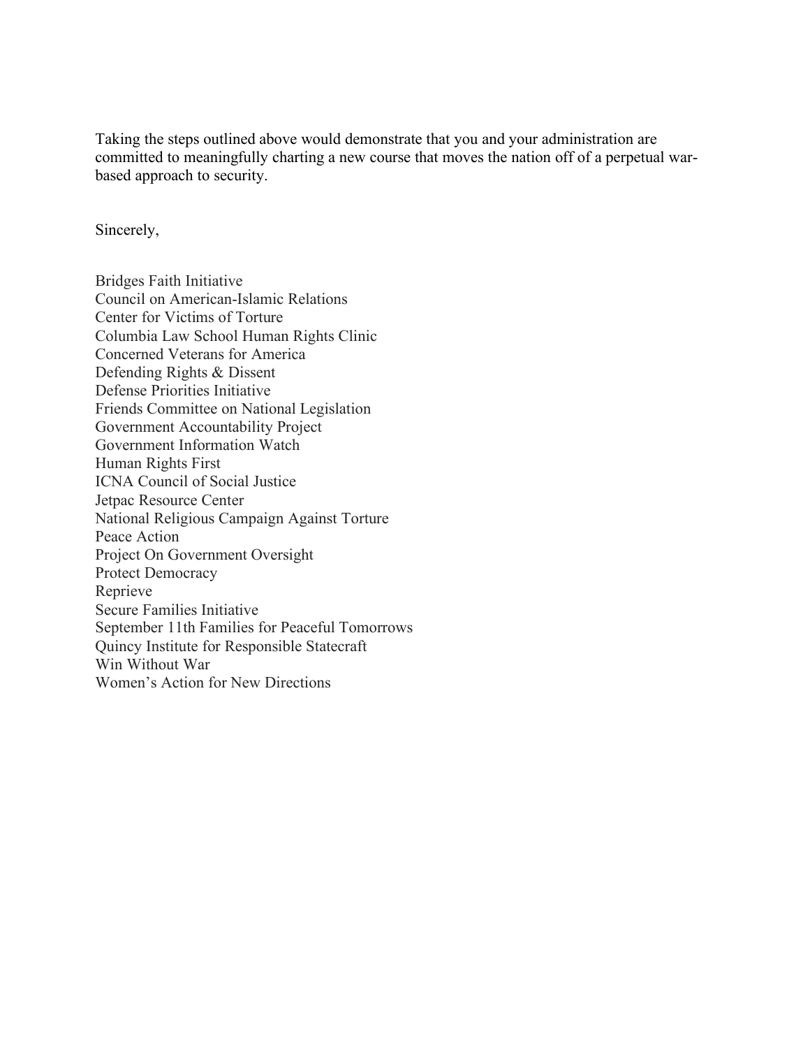Taking the steps outlined above would demonstrate that you and your administration are committed to meaningfully charting a new course that moves the nation off of a perpetual war-based approach to security.

Sincerely,

Bridges Faith Initiative
Council on American-Islamic Relations
Center for Victims of Torture
Columbia Law School Human Rights Clinic
Concerned Veterans for America
Defending Rights & Dissent
Defense Priorities Initiative
Friends Committee on National Legislation
Government Accountability Project
Government Information Watch
Human Rights First
ICNA Council of Social Justice
Jetpac Resource Center
National Religious Campaign Against Torture
Peace Action
Project On Government Oversight
Protect Democracy
Reprieve
Secure Families Initiative
September 11th Families for Peaceful Tomorrows
Quincy Institute for Responsible Statecraft
Win Without War
Women's Action for New Directions